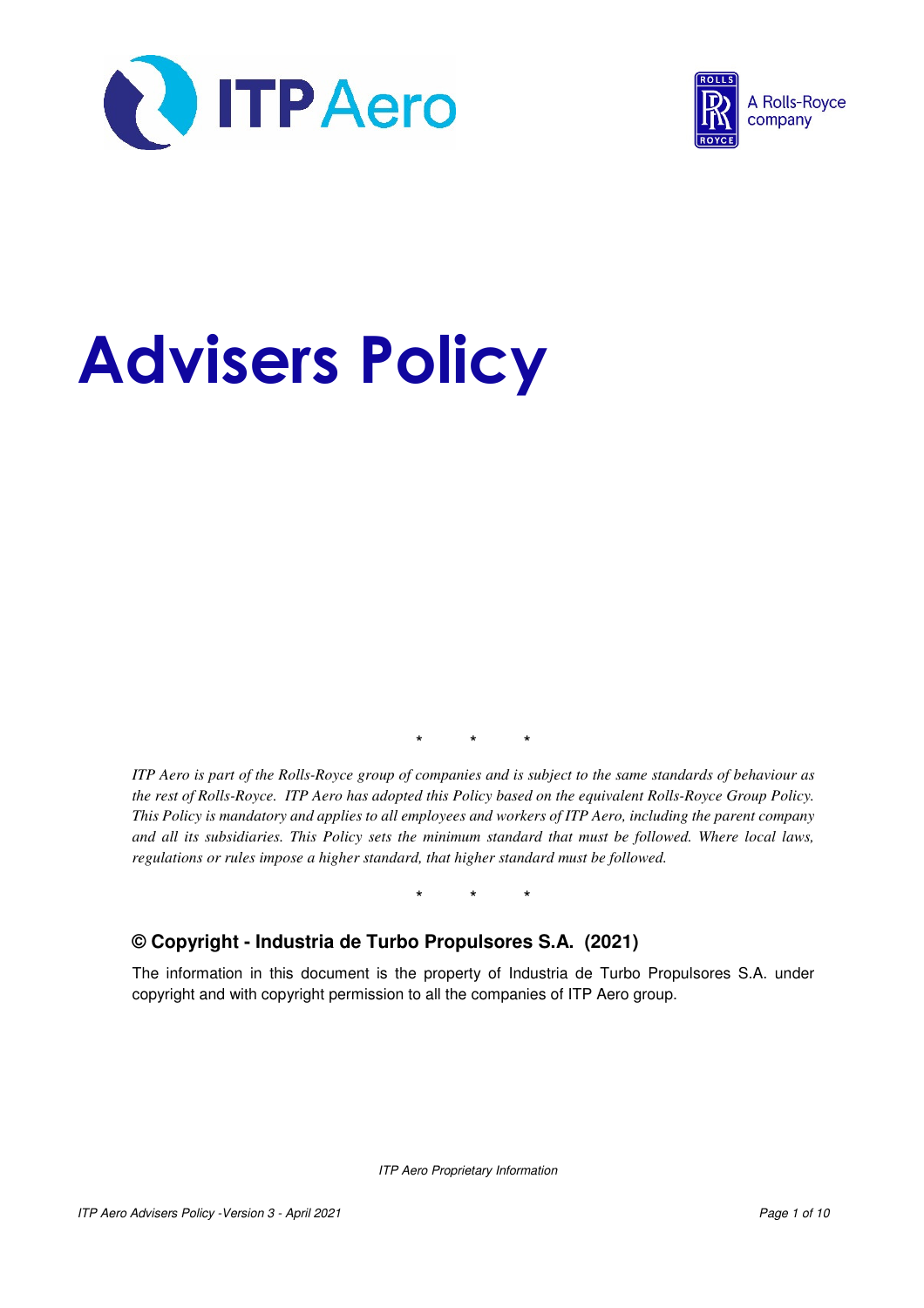# Advisers Policy

\* \* \*

*ITP Aero is part of the Rolls-Royce group of companies and is subject to the same standards of behaviour as the rest of Rolls-Royce. ITP Aero has adopted this Policy based on the equivalent Rolls-Royce Group Policy. This Policy is mandatory and applies to all employees and workers of ITP Aero, including the parent company and all its subsidiaries. This Policy sets the minimum standard that must be followed. Where local laws, regulations or rules impose a higher standard, that higher standard must be followed.*

\* \* \*

### © Copyright - Industria de Turbo Propulsores S.A. (2021)

The information in this document is the property of Industria de Turbo Propulsores S.A. under copyright and with copyright permission to all the companies of ITP Aero group.

*ITP Aero Proprietary Information*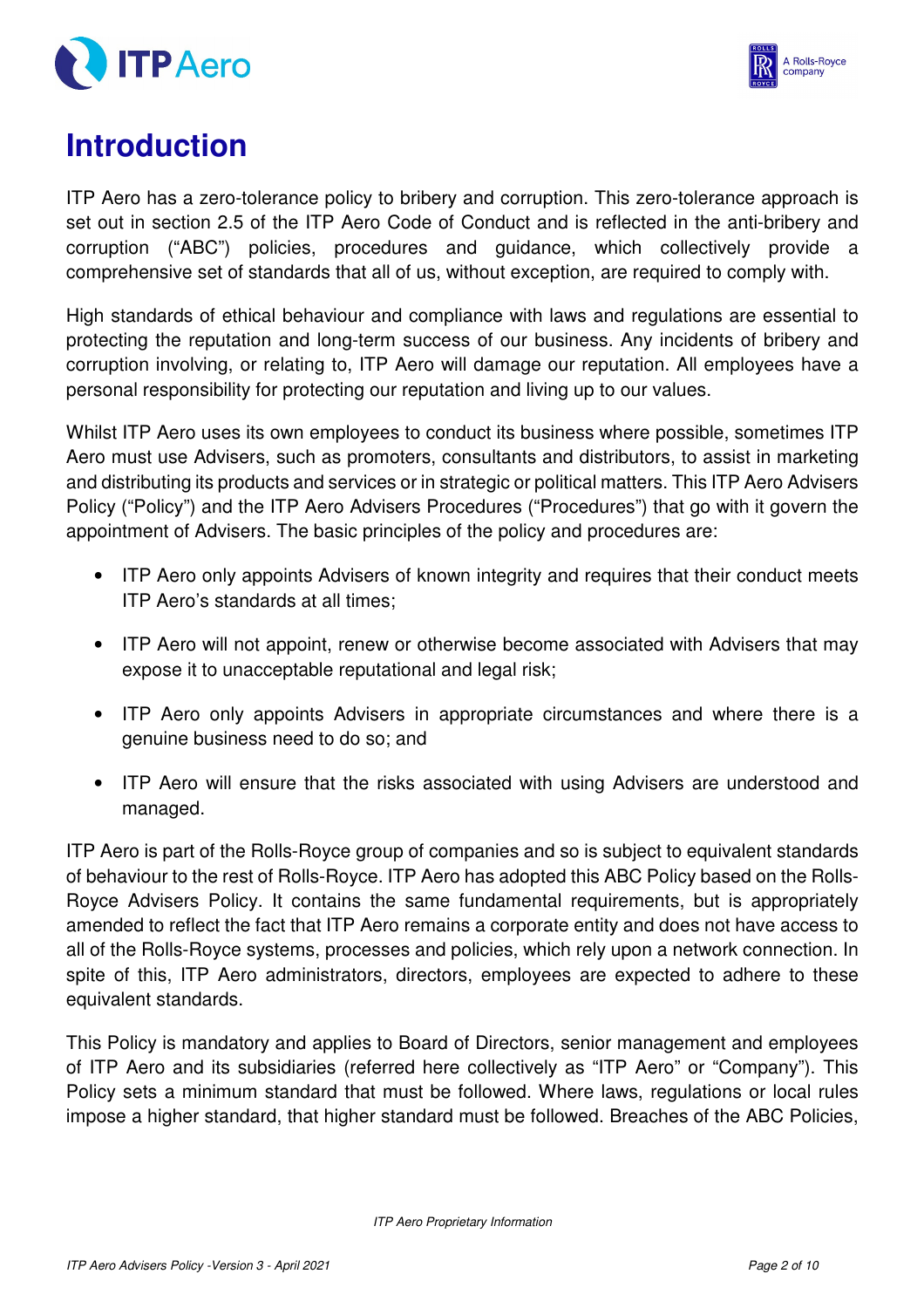# Introduction

ITP Aero has a zero-tolerance policy to bribery and corruption. This zero-tolerance approach is set out in section 2.5 of the ITP Aero Code of Conduct and is reflected in the anti-bribery and corruption ("ABC") policies, procedures and guidance, which collectively provide a comprehensive set of standards that all of us, without exception, are required to comply with.

High standards of ethical behaviour and compliance with laws and regulations are essential to protecting the reputation and long-term success of our business. Any incidents of bribery and corruption involving, or relating to, ITP Aero will damage our reputation. All employees have a personal responsibility for protecting our reputation and living up to our values.

Whilst ITP Aero uses its own employees to conduct its business where possible, sometimes ITP Aero must use Advisers, such as promoters, consultants and distributors, to assist in marketing and distributing its products and services or in strategic or political matters. This ITP Aero Advisers Policy ("Policy") and the ITP Aero Advisers Procedures ("Procedures") that go with it govern the appointment of Advisers. The basic principles of the policy and procedures are:

- ITP Aero only appoints Advisers of known integrity and requires that their conduct meets ITP Aero's standards at all times;
- ITP Aero will not appoint, renew or otherwise become associated with Advisers that may expose it to unacceptable reputational and legal risk;
- ITP Aero only appoints Advisers in appropriate circumstances and where there is a genuine business need to do so; and
- ITP Aero will ensure that the risks associated with using Advisers are understood and managed.

ITP Aero is part of the Rolls-Royce group of companies and so is subject to equivalent standards of behaviour to the rest of Rolls-Royce. ITP Aero has adopted this ABC Policy based on the Rolls-Royce Advisers Policy. It contains the same fundamental requirements, but is appropriately amended to reflect the fact that ITP Aero remains a corporate entity and does not have access to all of the Rolls-Royce systems, processes and policies, which rely upon a network connection. In spite of this, ITP Aero administrators, directors, employees are expected to adhere to these equivalent standards.

This Policy is mandatory and applies to Board of Directors, senior management and employees of ITP Aero and its subsidiaries (referred here collectively as "ITP Aero" or "Company"). This Policy sets a minimum standard that must be followed. Where laws, regulations or local rules impose a higher standard, that higher standard must be followed. Breaches of the ABC Policies,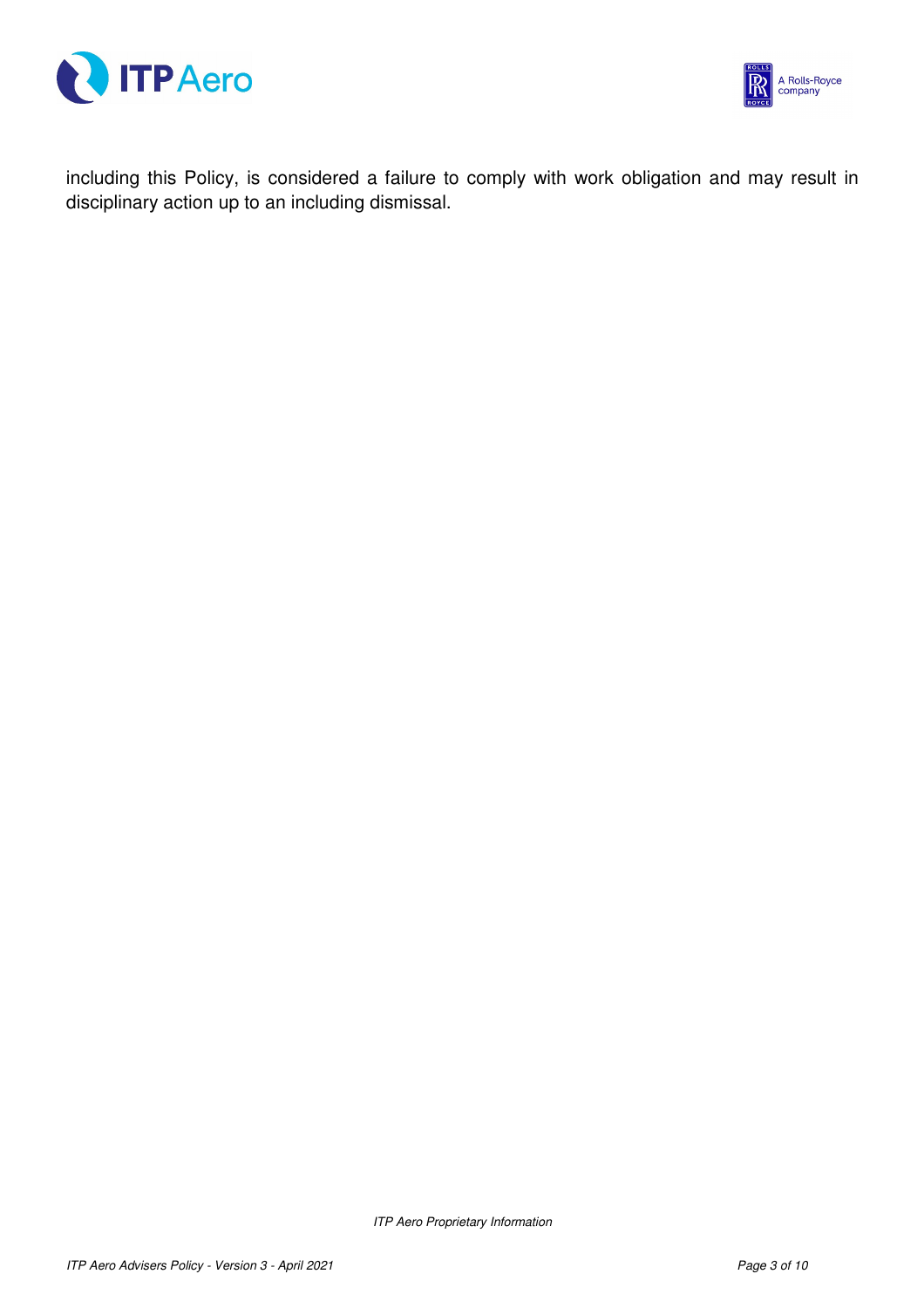including this Policy, is considered a failure to comply with work obligation and may result in disciplinary action up to an including dismissal.

ITP Aero Proprietary Information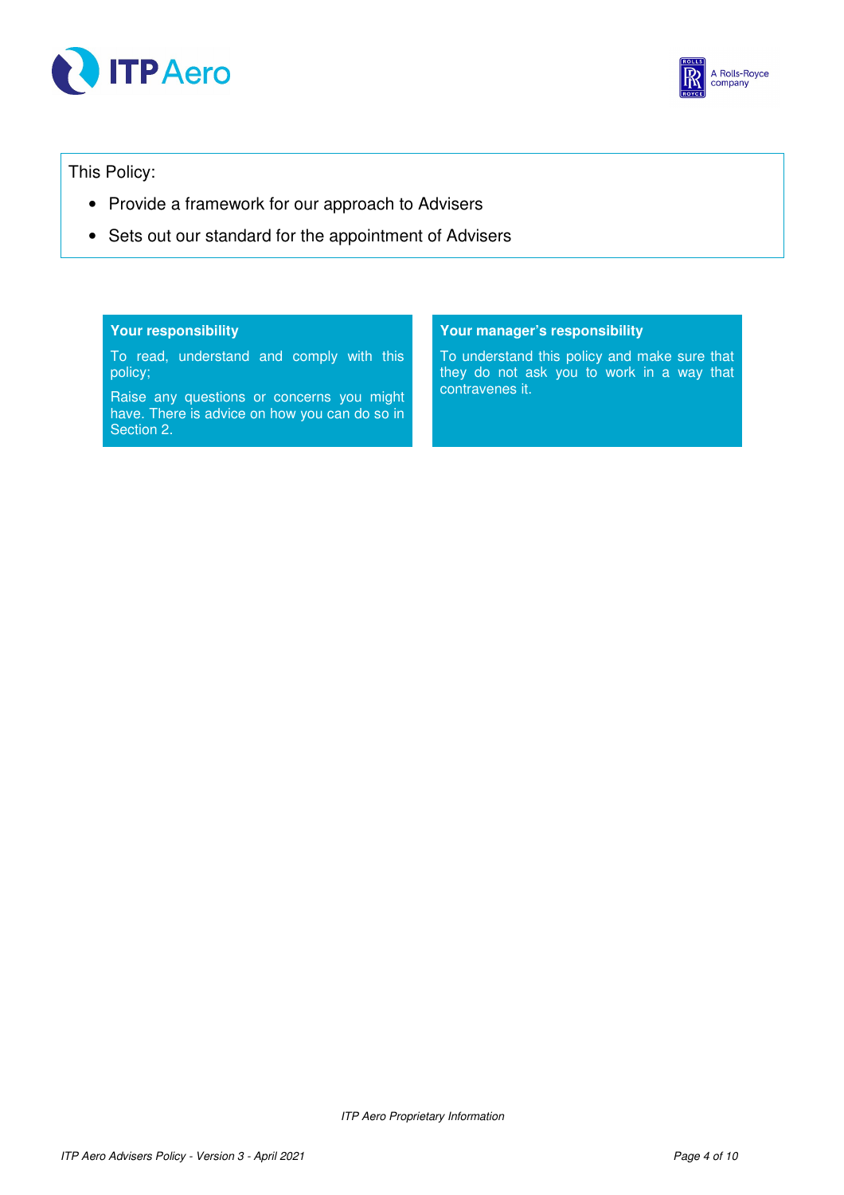This Policy:

- Provide a framework for our approach to Advisers
- Sets out our standard for the appointment of Advisers

**Your responsibility**

To read, understand and comply with this policy;

Raise any questions or concerns you might have. There is advice on how you can do so in Section 2.

**Your manager's responsibility**

To understand this policy and make sure that they do not ask you to work in a way that contravenes it.

*ITP Aero Proprietary Information*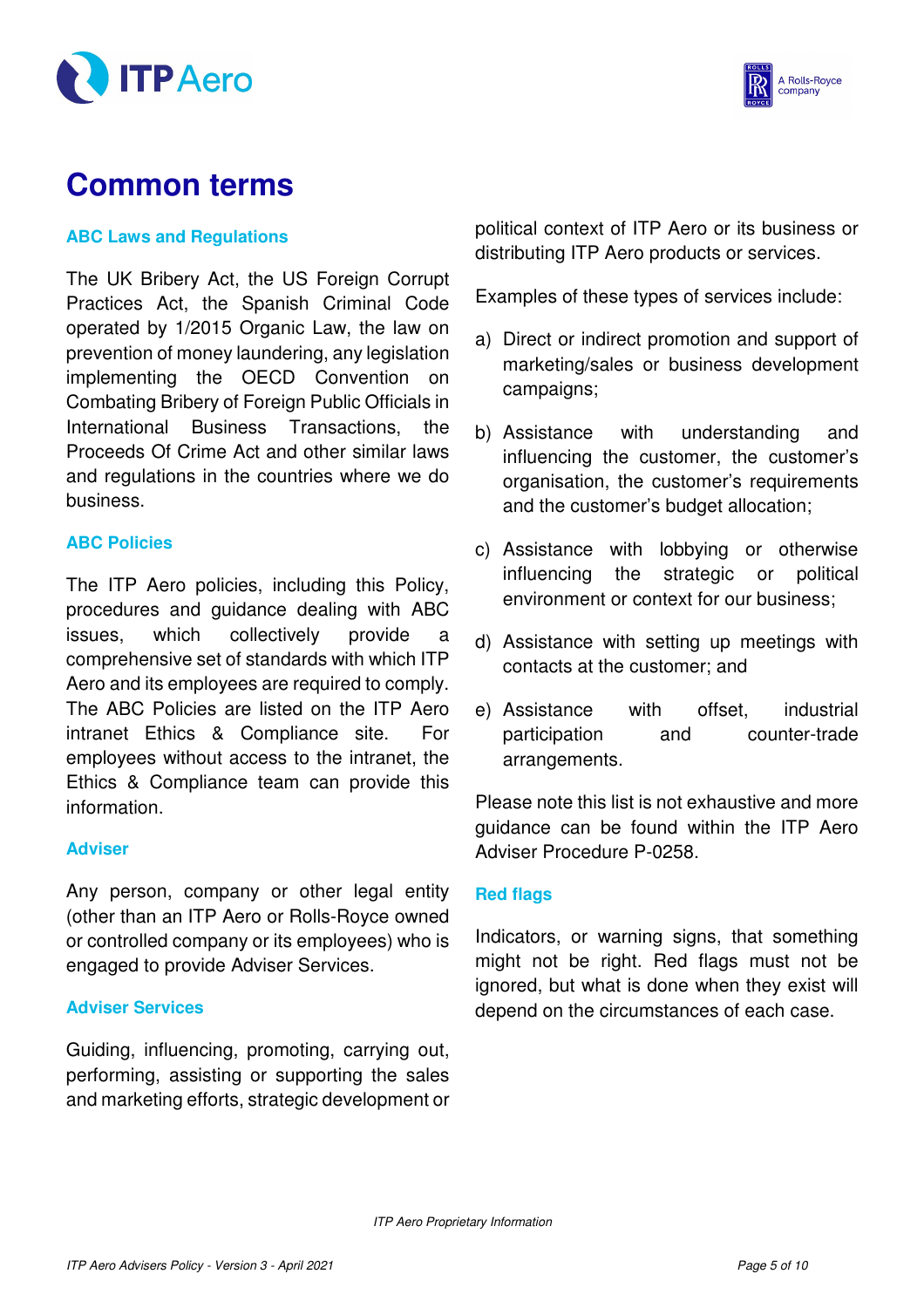# Common terms

### ABC Laws and Regulations

The UK Bribery Act, the US Foreign Corrupt Practices Act, the Spanish Criminal Code operated by 1/2015 Organic Law, the law on prevention of money laundering, any legislation implementing the OECD Convention on Combating Bribery of Foreign Public Officials in International Business Transactions, the Proceeds Of Crime Act and other similar laws and regulations in the countries where we do business.

### ABC Policies

The ITP Aero policies, including this Policy, procedures and guidance dealing with ABC issues, which collectively provide a comprehensive set of standards with which ITP Aero and its employees are required to comply. The ABC Policies are listed on the ITP Aero intranet Ethics & Compliance site. For employees without access to the intranet, the Ethics & Compliance team can provide this information.

### Adviser

Any person, company or other legal entity (other than an ITP Aero or Rolls-Royce owned or controlled company or its employees) who is engaged to provide Adviser Services.

### Adviser Services

Guiding, influencing, promoting, carrying out, performing, assisting or supporting the sales and marketing efforts, strategic development or political context of ITP Aero or its business or distributing ITP Aero products or services.

Examples of these types of services include:

a) Direct or indirect promotion and support of marketing/sales or business development campaigns;

b) Assistance with understanding and influencing the customer, the customer's organisation, the customer's requirements and the customer's budget allocation;

c) Assistance with lobbying or otherwise influencing the strategic or political environment or context for our business;

d) Assistance with setting up meetings with contacts at the customer; and

e) Assistance with offset, industrial participation and counter-trade arrangements.

Please note this list is not exhaustive and more guidance can be found within the ITP Aero Adviser Procedure P-0258.

### Red flags

Indicators, or warning signs, that something might not be right. Red flags must not be ignored, but what is done when they exist will depend on the circumstances of each case.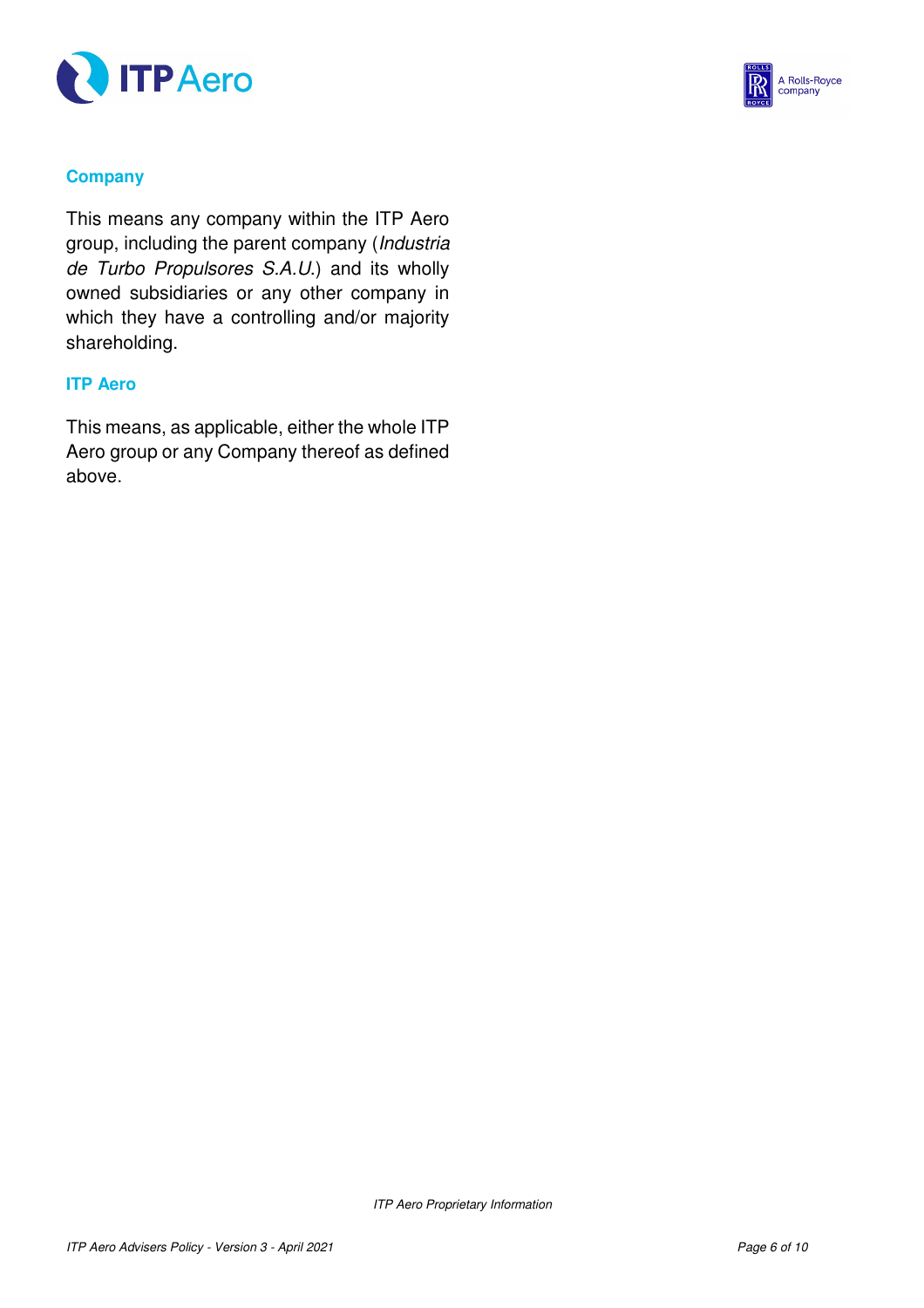### Company

This means any company within the ITP Aero group, including the parent company (*Industria de Turbo Propulsores S.A.U.*) and its wholly owned subsidiaries or any other company in which they have a controlling and/or majority shareholding.

### ITP Aero

This means, as applicable, either the whole ITP Aero group or any Company thereof as defined above.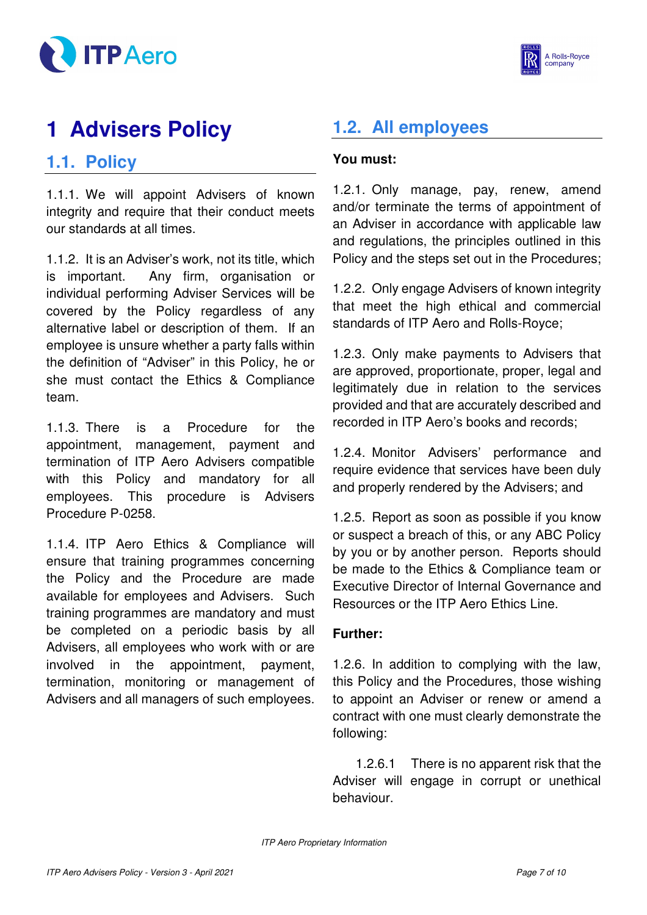# 1 Advisers Policy

## 1.1. Policy

1.1.1. We will appoint Advisers of known integrity and require that their conduct meets our standards at all times.

1.1.2. It is an Adviser's work, not its title, which is important. Any firm, organisation or individual performing Adviser Services will be covered by the Policy regardless of any alternative label or description of them. If an employee is unsure whether a party falls within the definition of "Adviser" in this Policy, he or she must contact the Ethics & Compliance team.

1.1.3. There is a Procedure for the appointment, management, payment and termination of ITP Aero Advisers compatible with this Policy and mandatory for all employees. This procedure is Advisers Procedure P-0258.

1.1.4. ITP Aero Ethics & Compliance will ensure that training programmes concerning the Policy and the Procedure are made available for employees and Advisers. Such training programmes are mandatory and must be completed on a periodic basis by all Advisers, all employees who work with or are involved in the appointment, payment, termination, monitoring or management of Advisers and all managers of such employees.

## 1.2. All employees

**You must:**

1.2.1. Only manage, pay, renew, amend and/or terminate the terms of appointment of an Adviser in accordance with applicable law and regulations, the principles outlined in this Policy and the steps set out in the Procedures;

1.2.2. Only engage Advisers of known integrity that meet the high ethical and commercial standards of ITP Aero and Rolls-Royce;

1.2.3. Only make payments to Advisers that are approved, proportionate, proper, legal and legitimately due in relation to the services provided and that are accurately described and recorded in ITP Aero's books and records;

1.2.4. Monitor Advisers' performance and require evidence that services have been duly and properly rendered by the Advisers; and

1.2.5. Report as soon as possible if you know or suspect a breach of this, or any ABC Policy by you or by another person. Reports should be made to the Ethics & Compliance team or Executive Director of Internal Governance and Resources or the ITP Aero Ethics Line.

**Further:**

1.2.6. In addition to complying with the law, this Policy and the Procedures, those wishing to appoint an Adviser or renew or amend a contract with one must clearly demonstrate the following:

1.2.6.1 There is no apparent risk that the Adviser will engage in corrupt or unethical behaviour.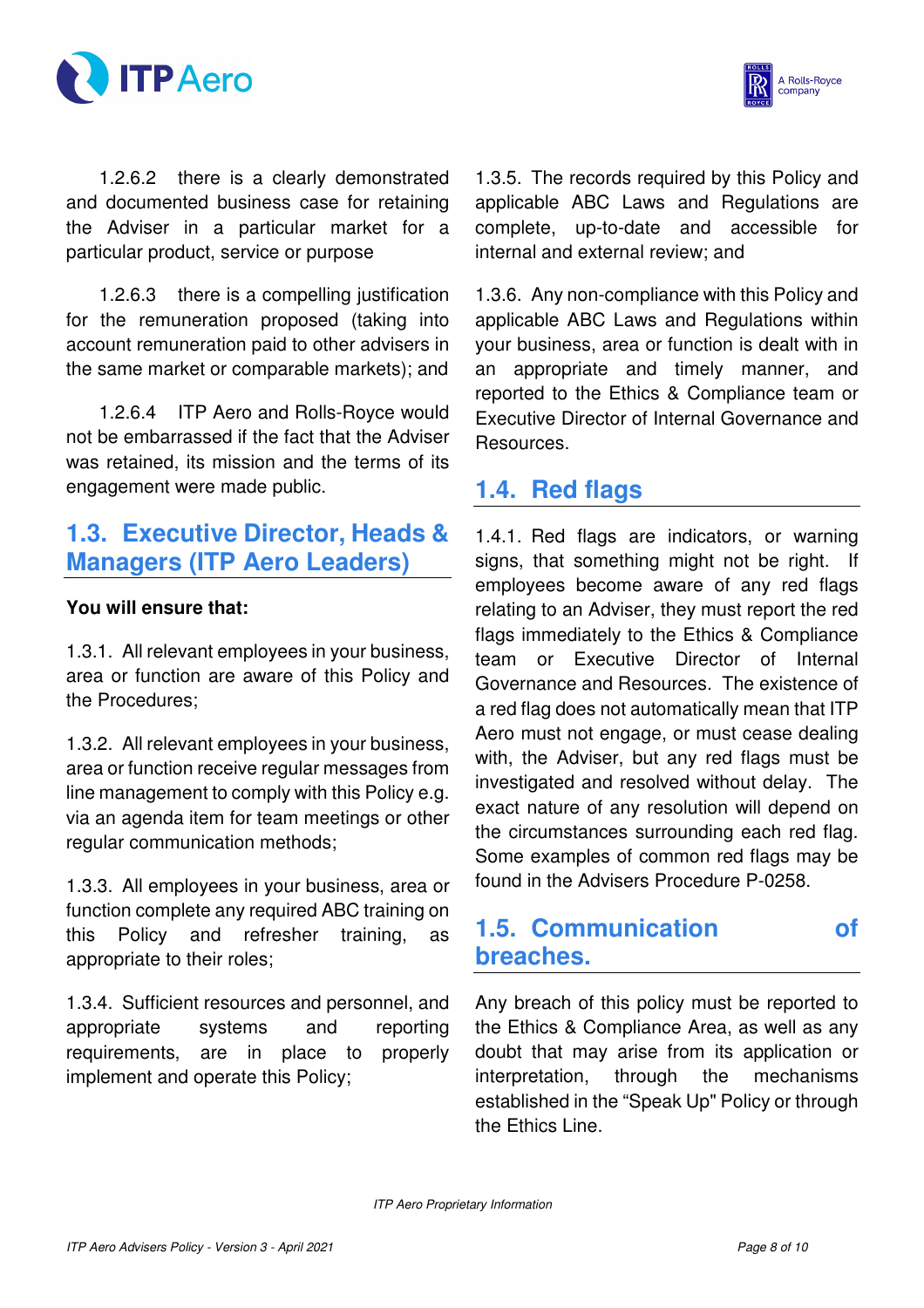1.2.6.2 there is a clearly demonstrated and documented business case for retaining the Adviser in a particular market for a particular product, service or purpose

1.2.6.3 there is a compelling justification for the remuneration proposed (taking into account remuneration paid to other advisers in the same market or comparable markets); and

1.2.6.4 ITP Aero and Rolls-Royce would not be embarrassed if the fact that the Adviser was retained, its mission and the terms of its engagement were made public.

## 1.3. Executive Director, Heads & Managers (ITP Aero Leaders)

**You will ensure that:**

1.3.1. All relevant employees in your business, area or function are aware of this Policy and the Procedures;

1.3.2. All relevant employees in your business, area or function receive regular messages from line management to comply with this Policy e.g. via an agenda item for team meetings or other regular communication methods;

1.3.3. All employees in your business, area or function complete any required ABC training on this Policy and refresher training, as appropriate to their roles;

1.3.4. Sufficient resources and personnel, and appropriate systems and reporting requirements, are in place to properly implement and operate this Policy;

1.3.5. The records required by this Policy and applicable ABC Laws and Regulations are complete, up-to-date and accessible for internal and external review; and

1.3.6. Any non-compliance with this Policy and applicable ABC Laws and Regulations within your business, area or function is dealt with in an appropriate and timely manner, and reported to the Ethics & Compliance team or Executive Director of Internal Governance and Resources.

## 1.4. Red flags

1.4.1. Red flags are indicators, or warning signs, that something might not be right. If employees become aware of any red flags relating to an Adviser, they must report the red flags immediately to the Ethics & Compliance team or Executive Director of Internal Governance and Resources. The existence of a red flag does not automatically mean that ITP Aero must not engage, or must cease dealing with, the Adviser, but any red flags must be investigated and resolved without delay. The exact nature of any resolution will depend on the circumstances surrounding each red flag. Some examples of common red flags may be found in the Advisers Procedure P-0258.

## 1.5. Communication of breaches.

Any breach of this policy must be reported to the Ethics & Compliance Area, as well as any doubt that may arise from its application or interpretation, through the mechanisms established in the “Speak Up" Policy or through the Ethics Line.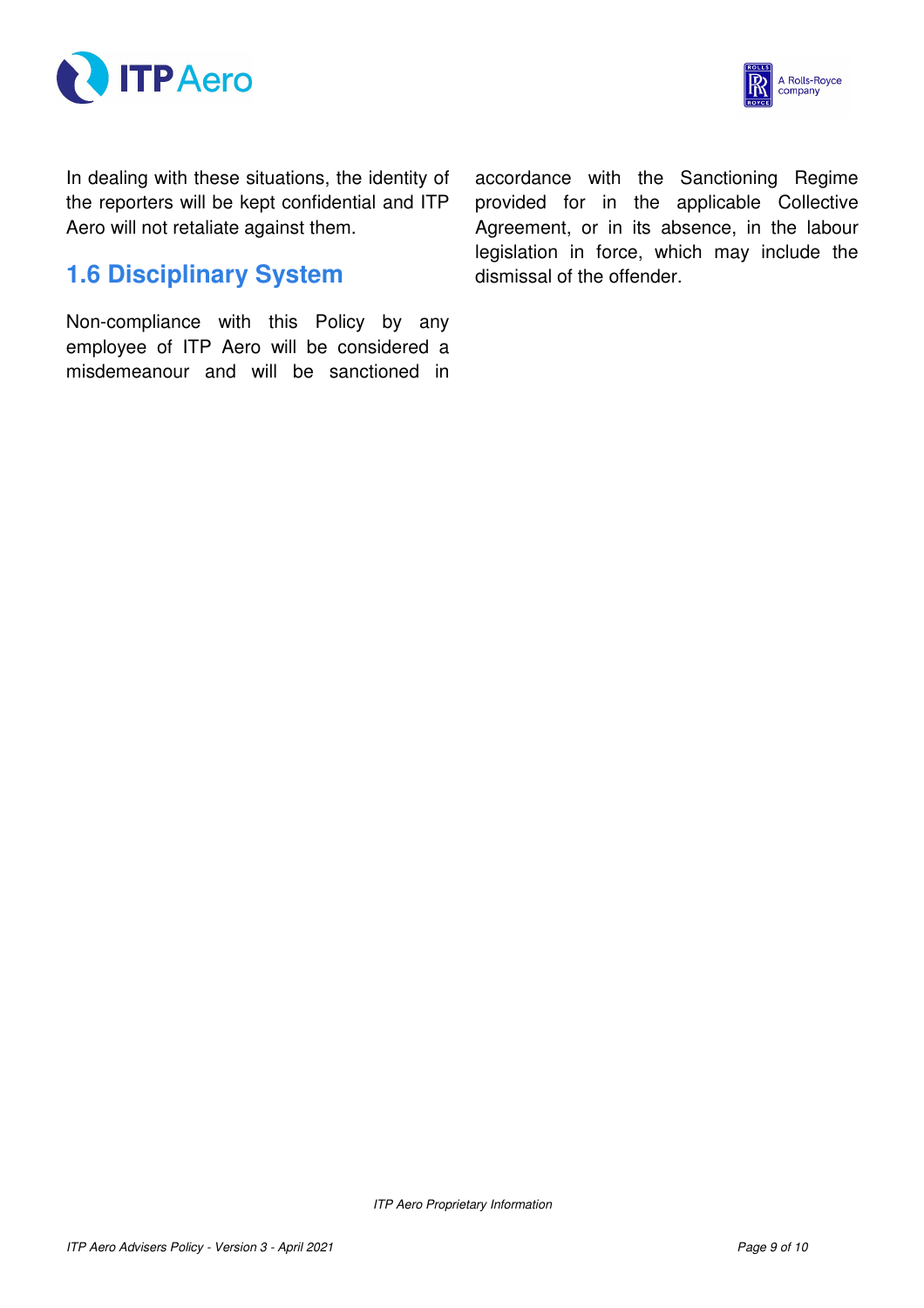In dealing with these situations, the identity of the reporters will be kept confidential and ITP Aero will not retaliate against them.

## 1.6 Disciplinary System

Non-compliance with this Policy by any employee of ITP Aero will be considered a misdemeanour and will be sanctioned in accordance with the Sanctioning Regime provided for in the applicable Collective Agreement, or in its absence, in the labour legislation in force, which may include the dismissal of the offender.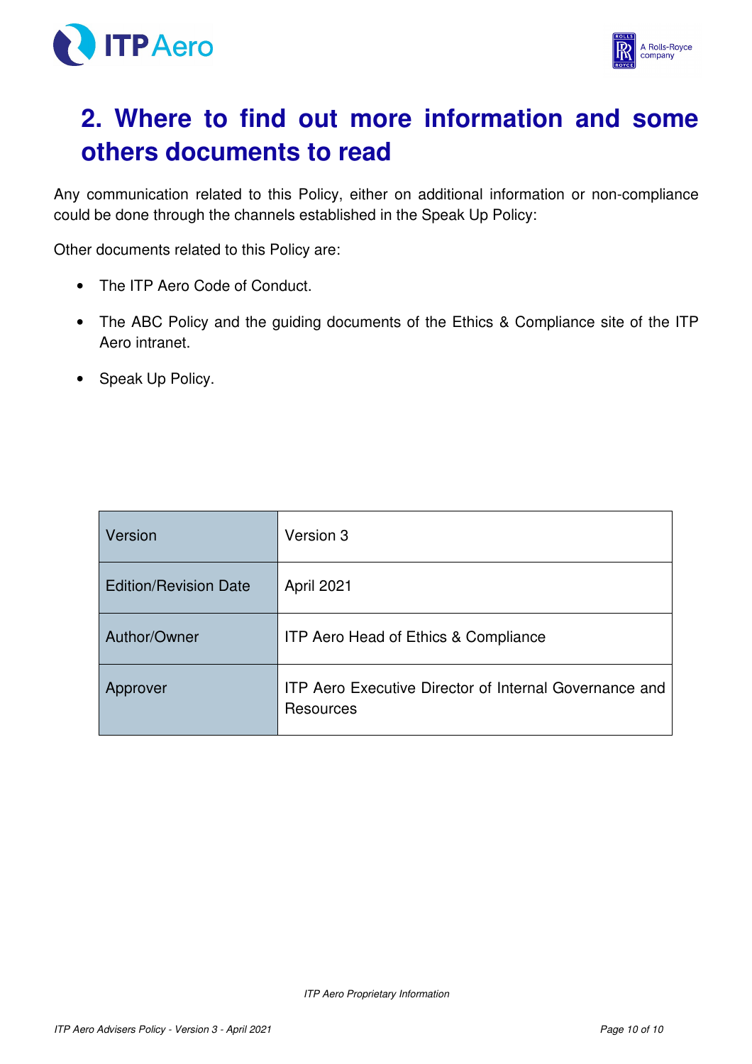## 2. Where to find out more information and some others documents to read

Any communication related to this Policy, either on additional information or non-compliance could be done through the channels established in the Speak Up Policy:

Other documents related to this Policy are:

- The ITP Aero Code of Conduct.
- The ABC Policy and the guiding documents of the Ethics & Compliance site of the ITP Aero intranet.
- Speak Up Policy.

| | |
|---|---|
| Version | Version 3 |
| Edition/Revision Date | April 2021 |
| Author/Owner | ITP Aero Head of Ethics & Compliance |
| Approver | ITP Aero Executive Director of Internal Governance and Resources |

*ITP Aero Proprietary Information*